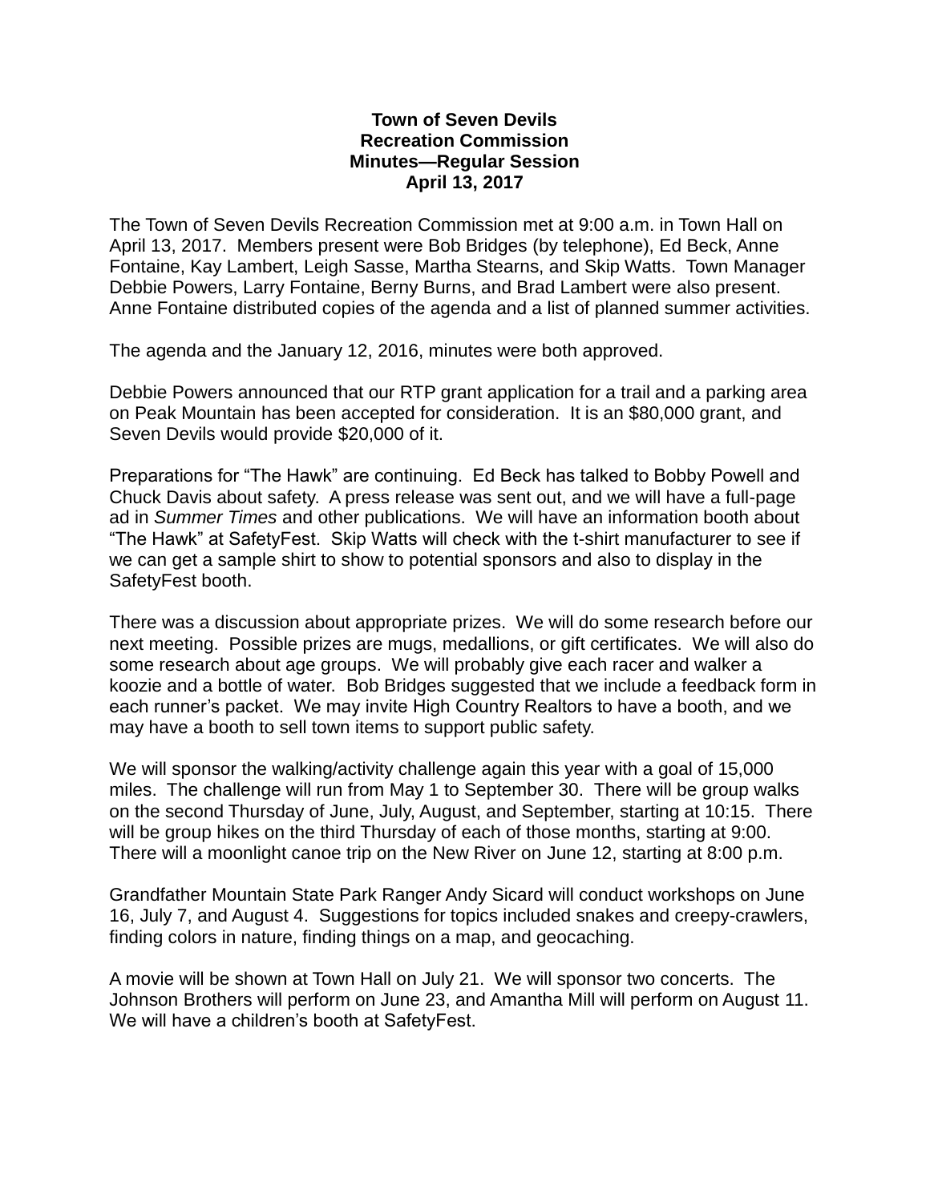# Town of Seven Devils
## Recreation Commission
## Minutes—Regular Session
## April 13, 2017

The Town of Seven Devils Recreation Commission met at 9:00 a.m. in Town Hall on April 13, 2017. Members present were Bob Bridges (by telephone), Ed Beck, Anne Fontaine, Kay Lambert, Leigh Sasse, Martha Stearns, and Skip Watts. Town Manager Debbie Powers, Larry Fontaine, Berny Burns, and Brad Lambert were also present. Anne Fontaine distributed copies of the agenda and a list of planned summer activities.

The agenda and the January 12, 2016, minutes were both approved.

Debbie Powers announced that our RTP grant application for a trail and a parking area on Peak Mountain has been accepted for consideration. It is an $80,000 grant, and Seven Devils would provide $20,000 of it.

Preparations for "The Hawk" are continuing. Ed Beck has talked to Bobby Powell and Chuck Davis about safety. A press release was sent out, and we will have a full-page ad in *Summer Times* and other publications. We will have an information booth about "The Hawk" at SafetyFest. Skip Watts will check with the t-shirt manufacturer to see if we can get a sample shirt to show to potential sponsors and also to display in the SafetyFest booth.

There was a discussion about appropriate prizes. We will do some research before our next meeting. Possible prizes are mugs, medallions, or gift certificates. We will also do some research about age groups. We will probably give each racer and walker a koozie and a bottle of water. Bob Bridges suggested that we include a feedback form in each runner's packet. We may invite High Country Realtors to have a booth, and we may have a booth to sell town items to support public safety.

We will sponsor the walking/activity challenge again this year with a goal of 15,000 miles. The challenge will run from May 1 to September 30. There will be group walks on the second Thursday of June, July, August, and September, starting at 10:15. There will be group hikes on the third Thursday of each of those months, starting at 9:00. There will a moonlight canoe trip on the New River on June 12, starting at 8:00 p.m.

Grandfather Mountain State Park Ranger Andy Sicard will conduct workshops on June 16, July 7, and August 4. Suggestions for topics included snakes and creepy-crawlers, finding colors in nature, finding things on a map, and geocaching.

A movie will be shown at Town Hall on July 21. We will sponsor two concerts. The Johnson Brothers will perform on June 23, and Amantha Mill will perform on August 11. We will have a children's booth at SafetyFest.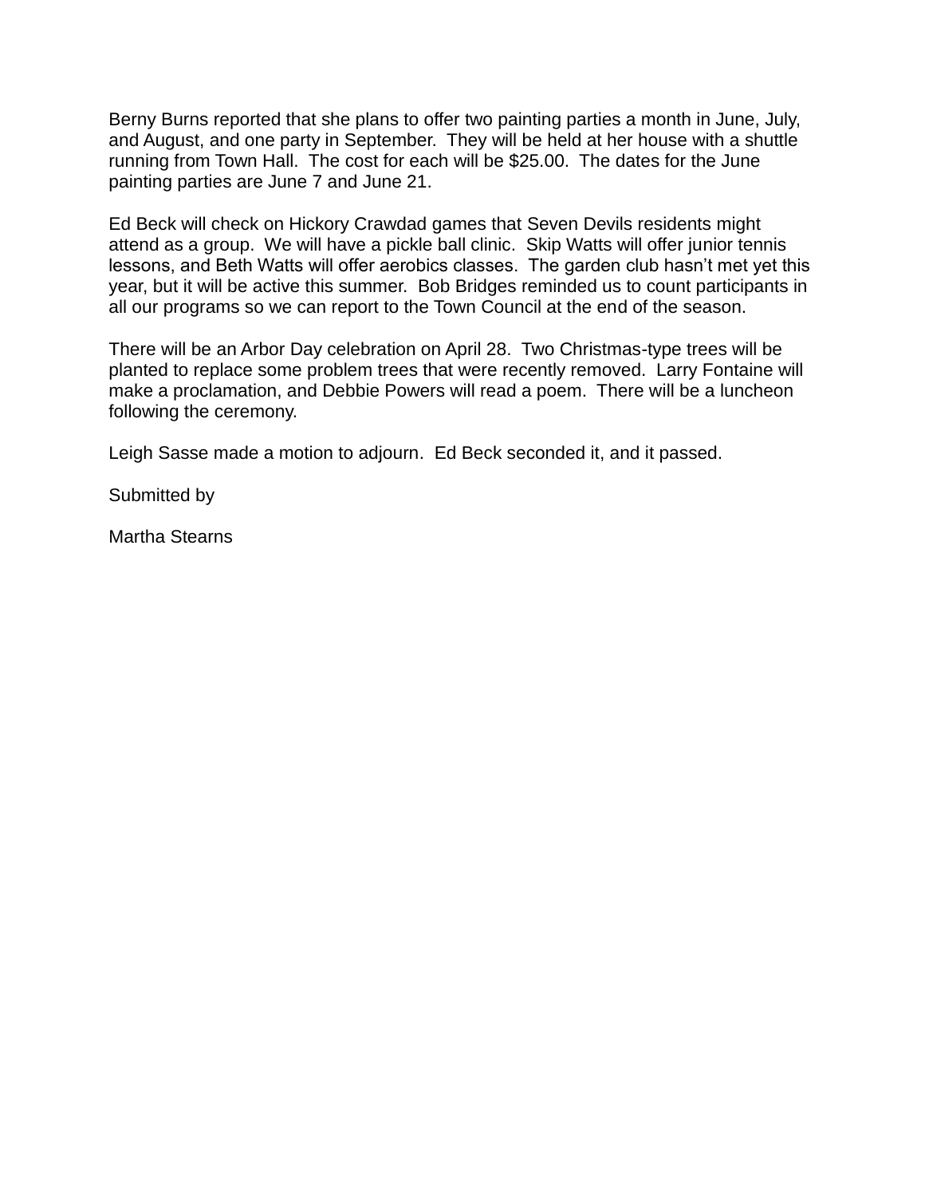Berny Burns reported that she plans to offer two painting parties a month in June, July, and August, and one party in September. They will be held at her house with a shuttle running from Town Hall. The cost for each will be $25.00. The dates for the June painting parties are June 7 and June 21.

Ed Beck will check on Hickory Crawdad games that Seven Devils residents might attend as a group. We will have a pickle ball clinic. Skip Watts will offer junior tennis lessons, and Beth Watts will offer aerobics classes. The garden club hasn't met yet this year, but it will be active this summer. Bob Bridges reminded us to count participants in all our programs so we can report to the Town Council at the end of the season.

There will be an Arbor Day celebration on April 28. Two Christmas-type trees will be planted to replace some problem trees that were recently removed. Larry Fontaine will make a proclamation, and Debbie Powers will read a poem. There will be a luncheon following the ceremony.

Leigh Sasse made a motion to adjourn. Ed Beck seconded it, and it passed.

Submitted by

Martha Stearns